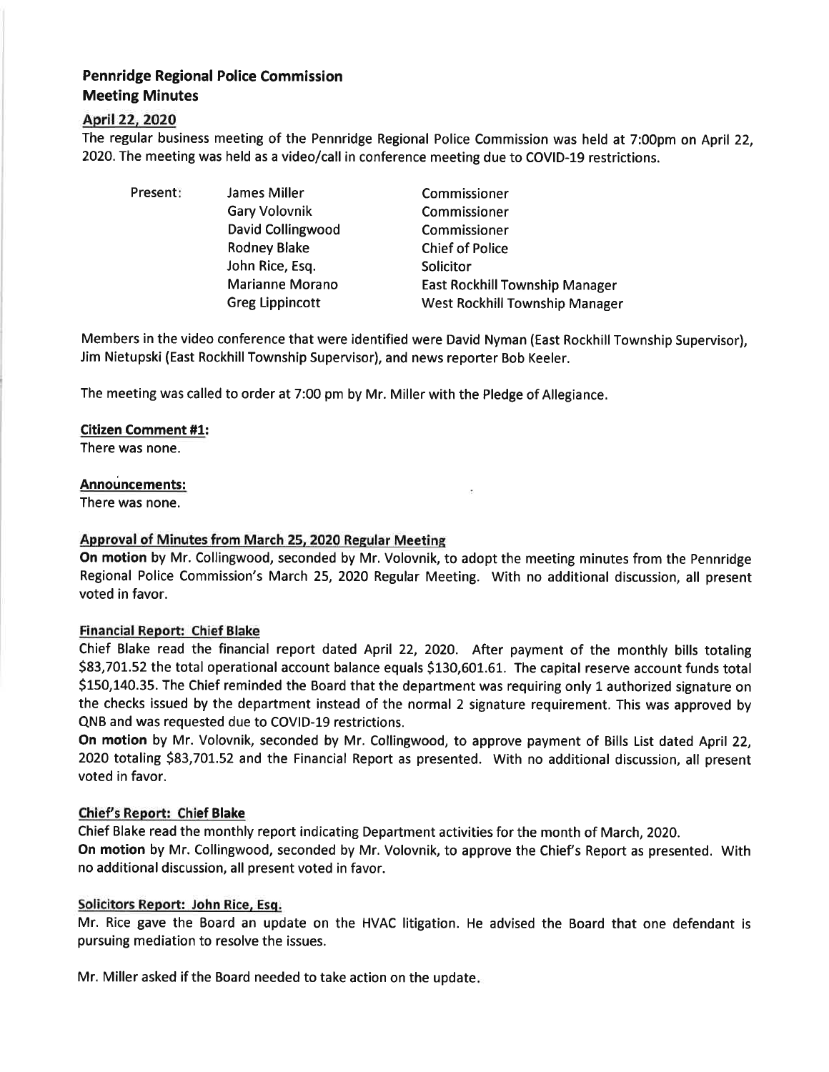# Pennridge Regional Police Commission
# Meeting Minutes

## April 22, 2020

The regular business meeting of the Pennridge Regional Police Commission was held at 7:00pm on April 22, 2020. The meeting was held as a video/call in conference meeting due to COVID-19 restrictions.

| Present: | James Miller | Commissioner |
|---|---|---|
| | Gary Volovnik | Commissioner |
| | David Collingwood | Commissioner |
| | Rodney Blake | Chief of Police |
| | John Rice, Esq. | Solicitor |
| | Marianne Morano | East Rockhill Township Manager |
| | Greg Lippincott | West Rockhill Township Manager |

Members in the video conference that were identified were David Nyman (East Rockhill Township Supervisor), Jim Nietupski (East Rockhill Township Supervisor), and news reporter Bob Keeler.

The meeting was called to order at 7:00 pm by Mr. Miller with the Pledge of Allegiance.

**Citizen Comment #1:**

There was none.

**Announcements:**

There was none.

**Approval of Minutes from March 25, 2020 Regular Meeting**

**On motion** by Mr. Collingwood, seconded by Mr. Volovnik, to adopt the meeting minutes from the Pennridge Regional Police Commission's March 25, 2020 Regular Meeting. With no additional discussion, all present voted in favor.

**Financial Report: Chief Blake**

Chief Blake read the financial report dated April 22, 2020. After payment of the monthly bills totaling $83,701.52 the total operational account balance equals $130,601.61. The capital reserve account funds total $150,140.35. The Chief reminded the Board that the department was requiring only 1 authorized signature on the checks issued by the department instead of the normal 2 signature requirement. This was approved by QNB and was requested due to COVID-19 restrictions.

**On motion** by Mr. Volovnik, seconded by Mr. Collingwood, to approve payment of Bills List dated April 22, 2020 totaling $83,701.52 and the Financial Report as presented. With no additional discussion, all present voted in favor.

**Chief's Report: Chief Blake**

Chief Blake read the monthly report indicating Department activities for the month of March, 2020.

**On motion** by Mr. Collingwood, seconded by Mr. Volovnik, to approve the Chief's Report as presented. With no additional discussion, all present voted in favor.

**Solicitors Report: John Rice, Esq.**

Mr. Rice gave the Board an update on the HVAC litigation. He advised the Board that one defendant is pursuing mediation to resolve the issues.

Mr. Miller asked if the Board needed to take action on the update.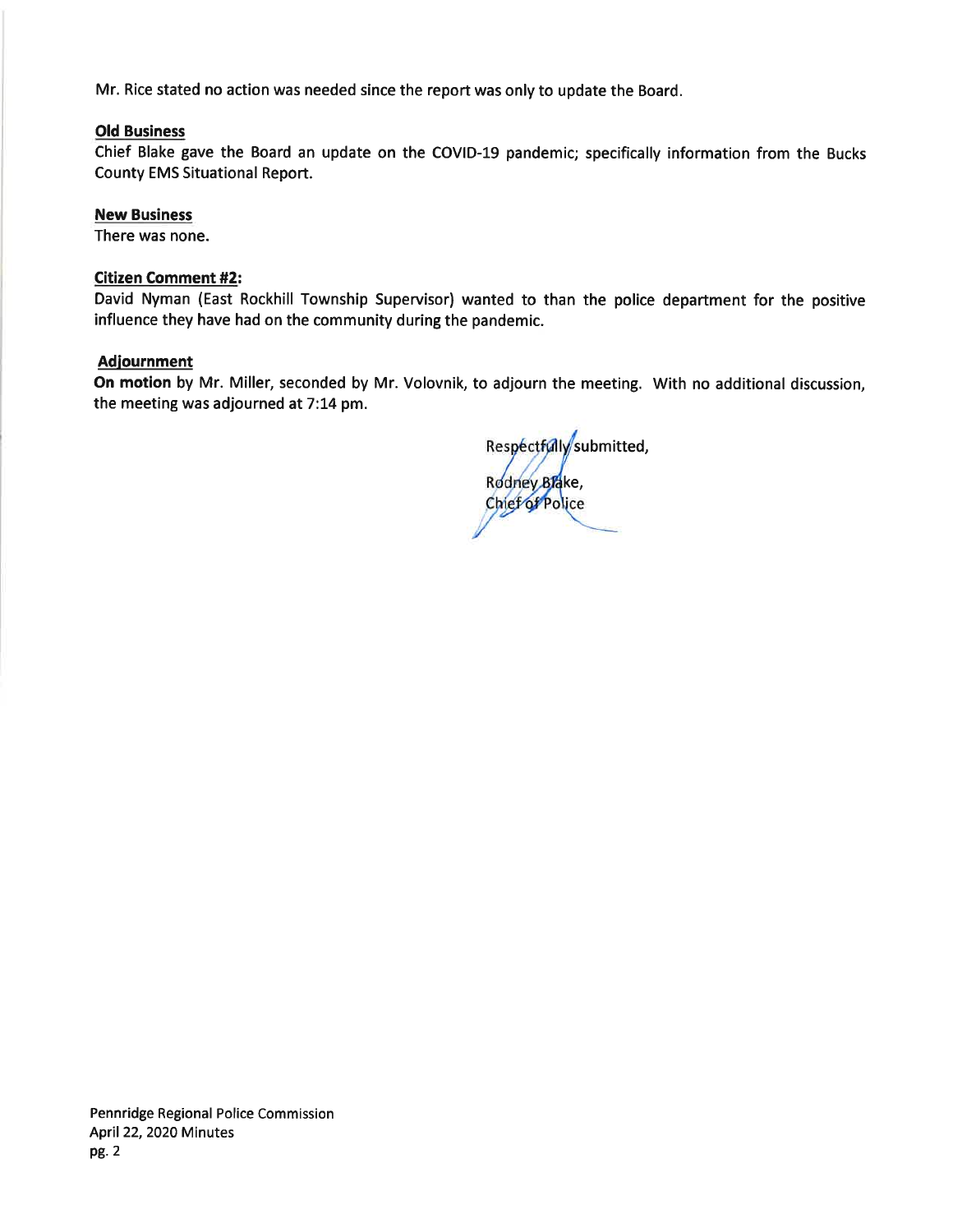Mr. Rice stated no action was needed since the report was only to update the Board.

**Old Business**

Chief Blake gave the Board an update on the COVID-19 pandemic; specifically information from the Bucks County EMS Situational Report.

**New Business**

There was none.

**Citizen Comment #2:**

David Nyman (East Rockhill Township Supervisor) wanted to than the police department for the positive influence they have had on the community during the pandemic.

**Adjournment**

**On motion** by Mr. Miller, seconded by Mr. Volovnik, to adjourn the meeting. With no additional discussion, the meeting was adjourned at 7:14 pm.

Respectfully submitted,

Rodney Blake,
Chief of Police

Pennridge Regional Police Commission
April 22, 2020 Minutes